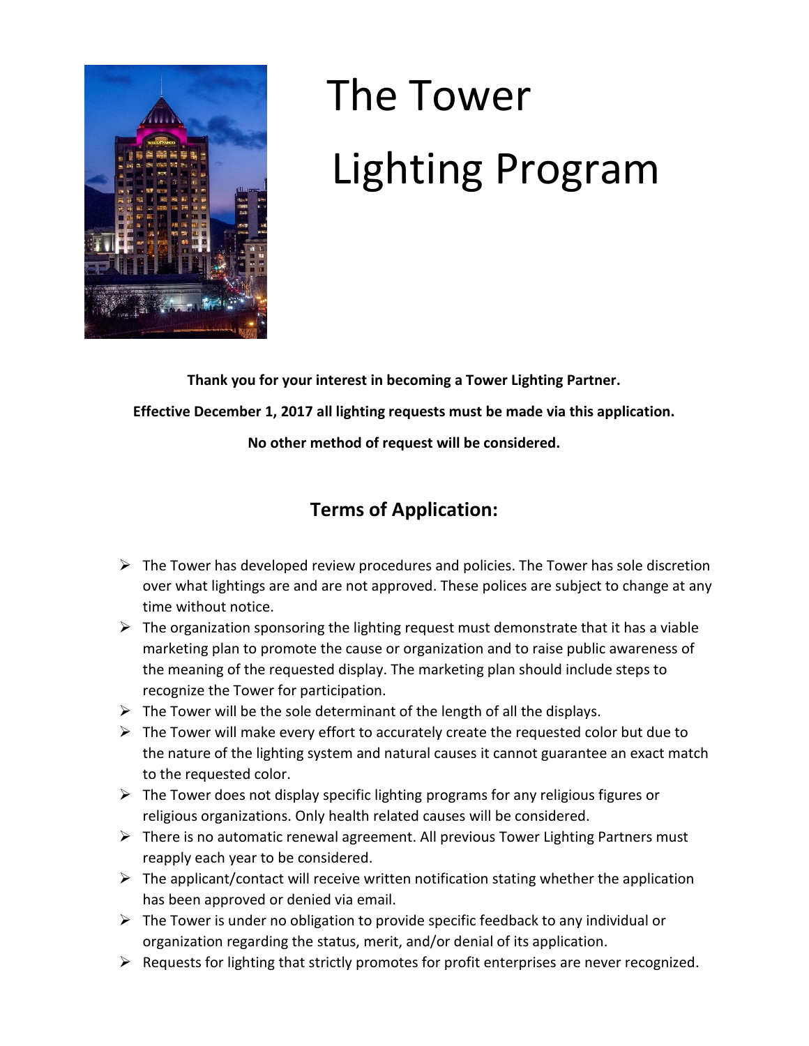# The Tower Lighting Program

**Thank you for your interest in becoming a Tower Lighting Partner.**

**Effective December 1, 2017 all lighting requests must be made via this application.**

**No other method of request will be considered.**

## Terms of Application:

- The Tower has developed review procedures and policies. The Tower has sole discretion over what lightings are and are not approved. These polices are subject to change at any time without notice.
- The organization sponsoring the lighting request must demonstrate that it has a viable marketing plan to promote the cause or organization and to raise public awareness of the meaning of the requested display. The marketing plan should include steps to recognize the Tower for participation.
- The Tower will be the sole determinant of the length of all the displays.
- The Tower will make every effort to accurately create the requested color but due to the nature of the lighting system and natural causes it cannot guarantee an exact match to the requested color.
- The Tower does not display specific lighting programs for any religious figures or religious organizations. Only health related causes will be considered.
- There is no automatic renewal agreement. All previous Tower Lighting Partners must reapply each year to be considered.
- The applicant/contact will receive written notification stating whether the application has been approved or denied via email.
- The Tower is under no obligation to provide specific feedback to any individual or organization regarding the status, merit, and/or denial of its application.
- Requests for lighting that strictly promotes for profit enterprises are never recognized.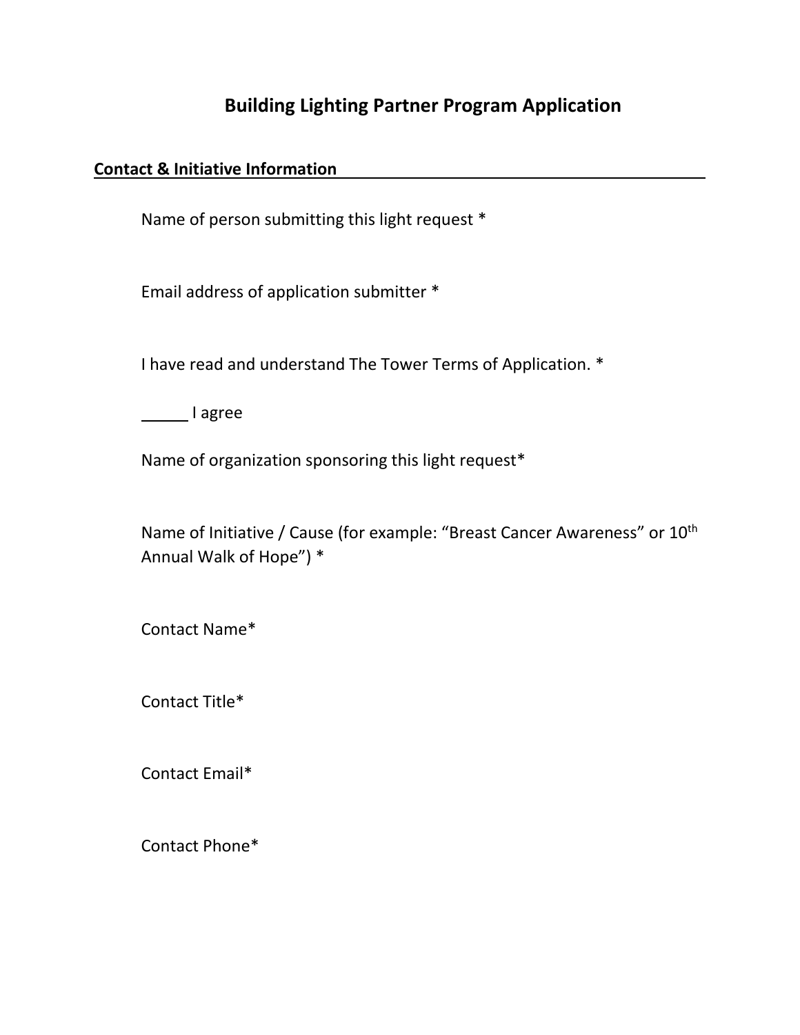# Building Lighting Partner Program Application

## Contact & Initiative Information

Name of person submitting this light request *

Email address of application submitter *

I have read and understand The Tower Terms of Application. *

_____ I agree

Name of organization sponsoring this light request*

Name of Initiative / Cause (for example: "Breast Cancer Awareness" or 10th Annual Walk of Hope") *

Contact Name*

Contact Title*

Contact Email*

Contact Phone*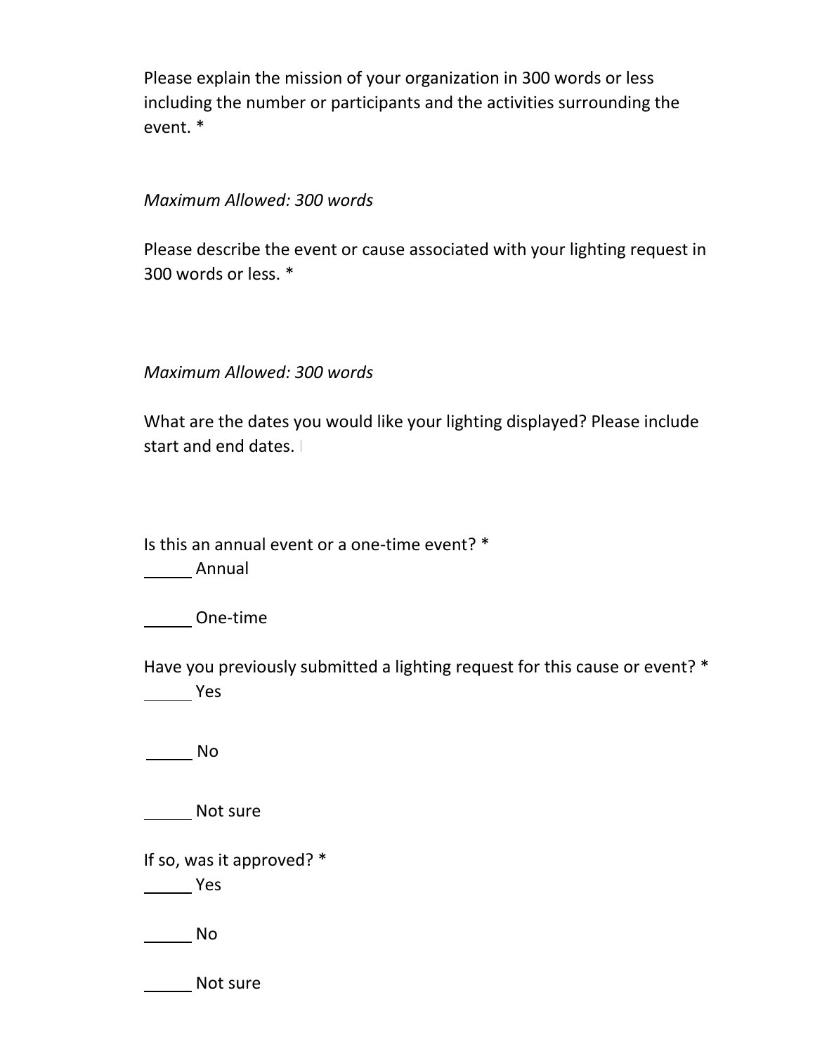Please explain the mission of your organization in 300 words or less including the number or participants and the activities surrounding the event. *

*Maximum Allowed: 300 words*

Please describe the event or cause associated with your lighting request in 300 words or less. *

*Maximum Allowed: 300 words*

What are the dates you would like your lighting displayed? Please include start and end dates.

Is this an annual event or a one-time event? *

_____ Annual

_____ One-time

Have you previously submitted a lighting request for this cause or event? *

_____ Yes

_____ No

_____ Not sure

If so, was it approved? *

_____ Yes

_____ No

_____ Not sure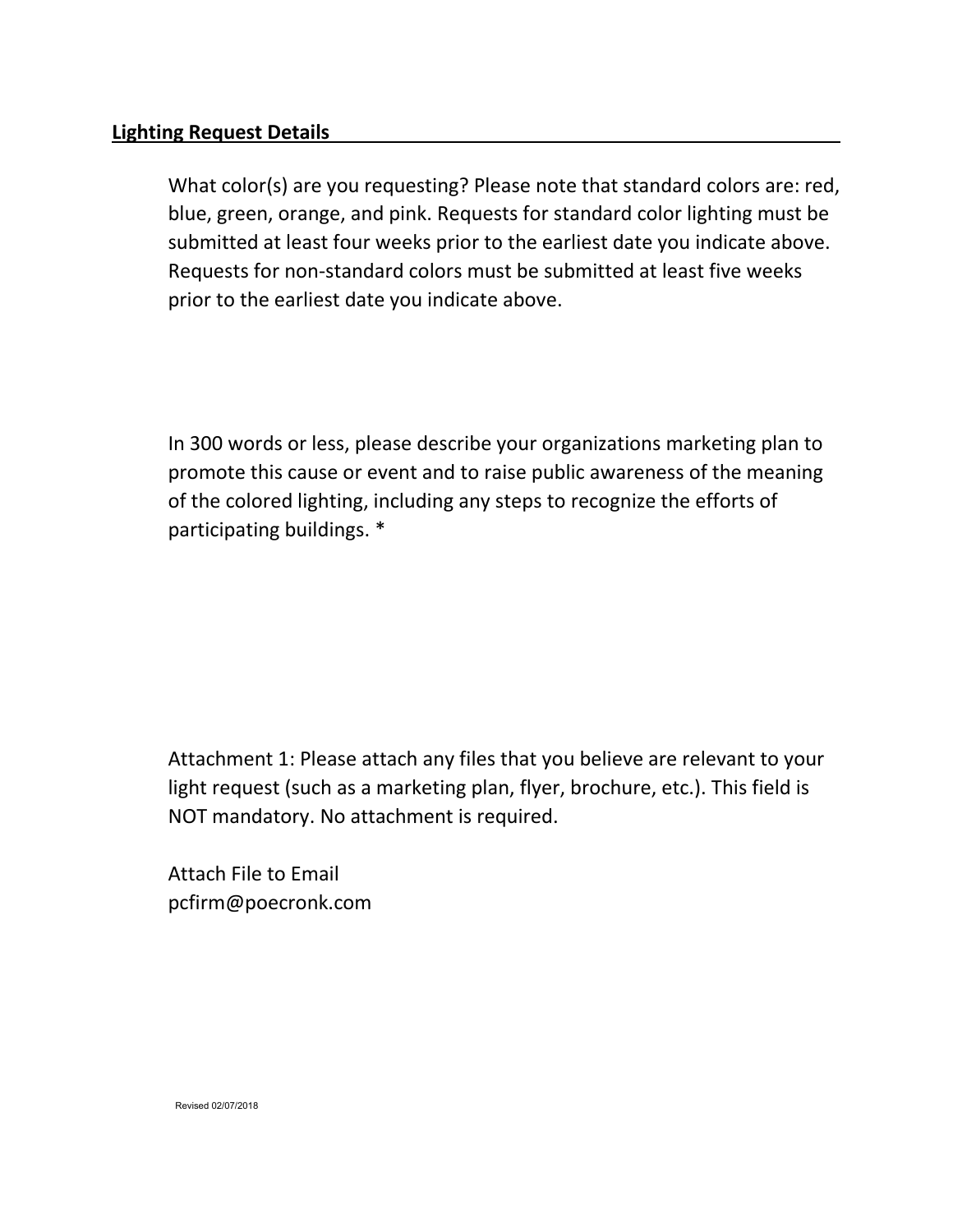## Lighting Request Details

What color(s) are you requesting? Please note that standard colors are: red, blue, green, orange, and pink. Requests for standard color lighting must be submitted at least four weeks prior to the earliest date you indicate above. Requests for non-standard colors must be submitted at least five weeks prior to the earliest date you indicate above.

In 300 words or less, please describe your organizations marketing plan to promote this cause or event and to raise public awareness of the meaning of the colored lighting, including any steps to recognize the efforts of participating buildings. *

Attachment 1: Please attach any files that you believe are relevant to your light request (such as a marketing plan, flyer, brochure, etc.). This field is NOT mandatory. No attachment is required.

Attach File to Email
pcfirm@poecronk.com

Revised 02/07/2018